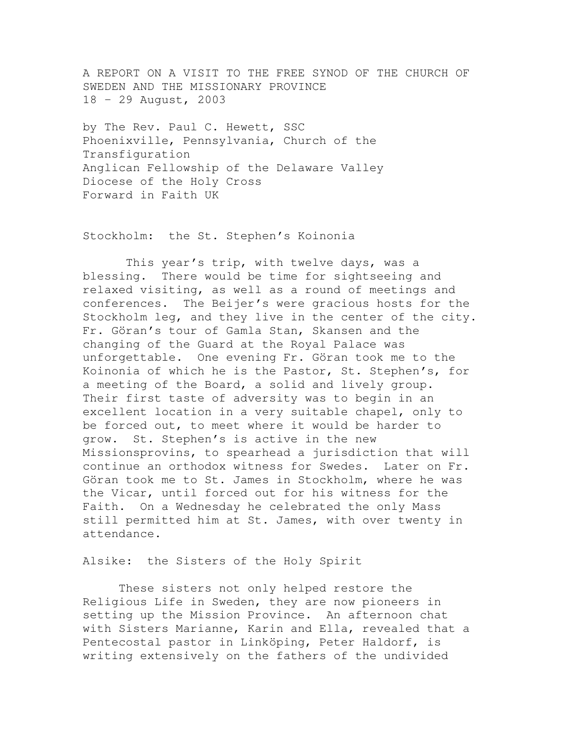# A REPORT ON A VISIT TO THE FREE SYNOD OF THE CHURCH OF SWEDEN AND THE MISSIONARY PROVINCE
18 – 29 August, 2003

by The Rev. Paul C. Hewett, SSC
Phoenixville, Pennsylvania, Church of the Transfiguration
Anglican Fellowship of the Delaware Valley
Diocese of the Holy Cross
Forward in Faith UK

## Stockholm: the St. Stephen's Koinonia

This year's trip, with twelve days, was a blessing. There would be time for sightseeing and relaxed visiting, as well as a round of meetings and conferences. The Beijer's were gracious hosts for the Stockholm leg, and they live in the center of the city. Fr. Göran's tour of Gamla Stan, Skansen and the changing of the Guard at the Royal Palace was unforgettable. One evening Fr. Göran took me to the Koinonia of which he is the Pastor, St. Stephen's, for a meeting of the Board, a solid and lively group. Their first taste of adversity was to begin in an excellent location in a very suitable chapel, only to be forced out, to meet where it would be harder to grow. St. Stephen's is active in the new Missionsprovins, to spearhead a jurisdiction that will continue an orthodox witness for Swedes. Later on Fr. Göran took me to St. James in Stockholm, where he was the Vicar, until forced out for his witness for the Faith. On a Wednesday he celebrated the only Mass still permitted him at St. James, with over twenty in attendance.

## Alsike: the Sisters of the Holy Spirit

These sisters not only helped restore the Religious Life in Sweden, they are now pioneers in setting up the Mission Province. An afternoon chat with Sisters Marianne, Karin and Ella, revealed that a Pentecostal pastor in Linköping, Peter Haldorf, is writing extensively on the fathers of the undivided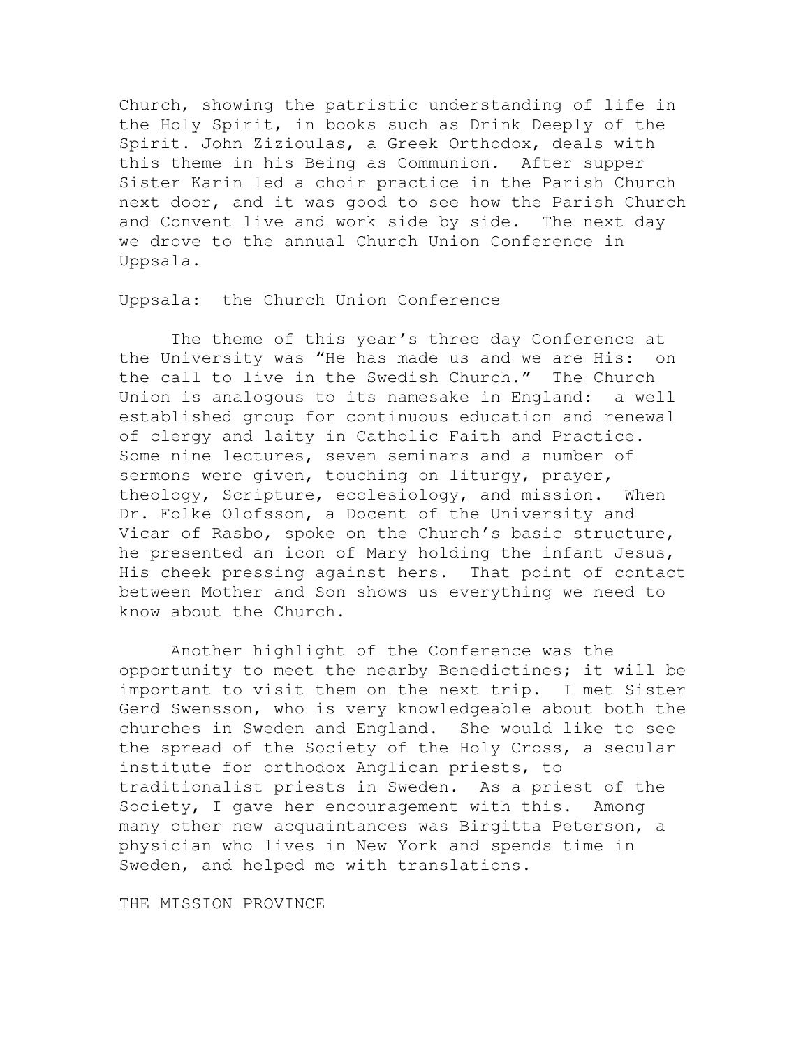Church, showing the patristic understanding of life in the Holy Spirit, in books such as Drink Deeply of the Spirit. John Zizioulas, a Greek Orthodox, deals with this theme in his Being as Communion. After supper Sister Karin led a choir practice in the Parish Church next door, and it was good to see how the Parish Church and Convent live and work side by side. The next day we drove to the annual Church Union Conference in Uppsala.

## Uppsala: the Church Union Conference

The theme of this year's three day Conference at the University was "He has made us and we are His: on the call to live in the Swedish Church." The Church Union is analogous to its namesake in England: a well established group for continuous education and renewal of clergy and laity in Catholic Faith and Practice. Some nine lectures, seven seminars and a number of sermons were given, touching on liturgy, prayer, theology, Scripture, ecclesiology, and mission. When Dr. Folke Olofsson, a Docent of the University and Vicar of Rasbo, spoke on the Church's basic structure, he presented an icon of Mary holding the infant Jesus, His cheek pressing against hers. That point of contact between Mother and Son shows us everything we need to know about the Church.

Another highlight of the Conference was the opportunity to meet the nearby Benedictines; it will be important to visit them on the next trip. I met Sister Gerd Swensson, who is very knowledgeable about both the churches in Sweden and England. She would like to see the spread of the Society of the Holy Cross, a secular institute for orthodox Anglican priests, to traditionalist priests in Sweden. As a priest of the Society, I gave her encouragement with this. Among many other new acquaintances was Birgitta Peterson, a physician who lives in New York and spends time in Sweden, and helped me with translations.

## THE MISSION PROVINCE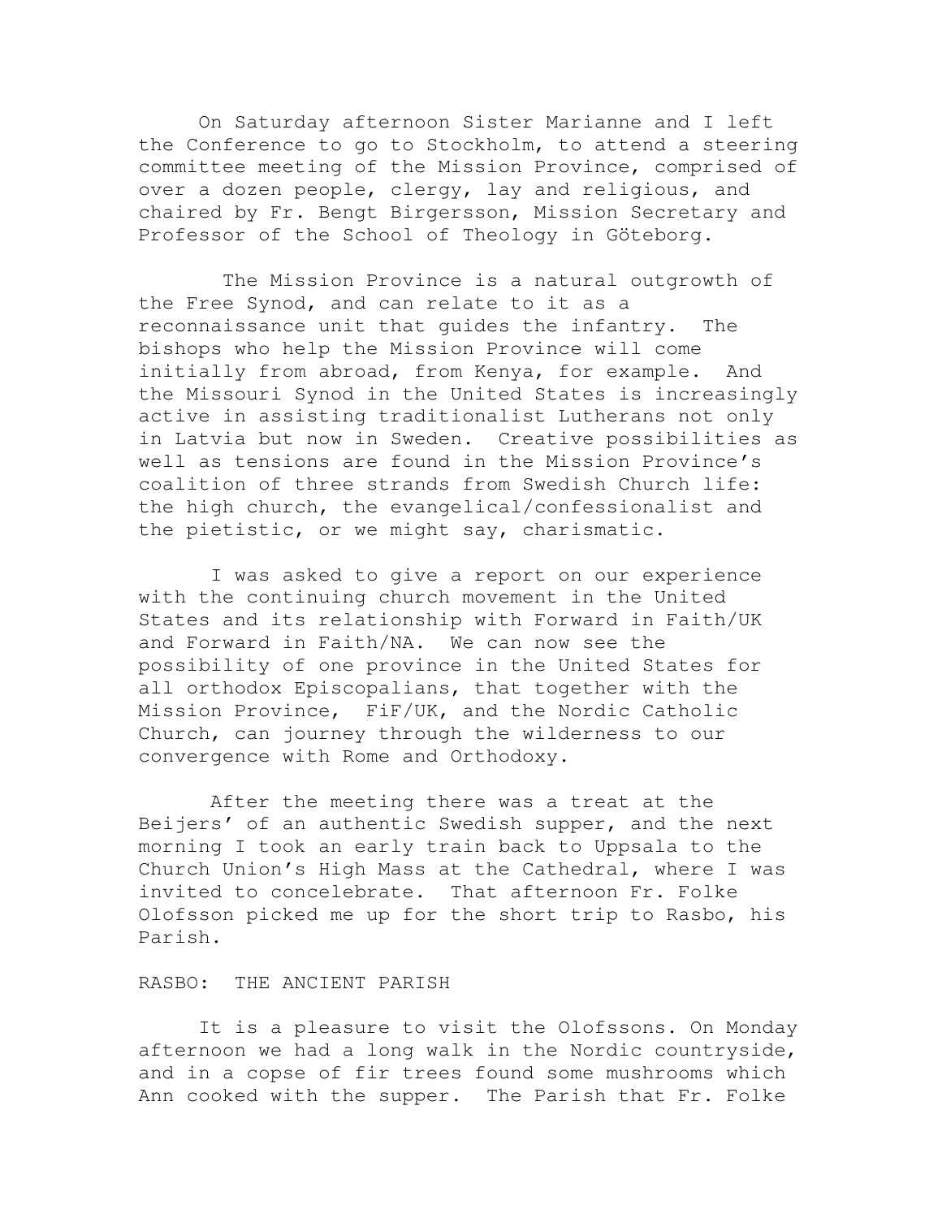On Saturday afternoon Sister Marianne and I left the Conference to go to Stockholm, to attend a steering committee meeting of the Mission Province, comprised of over a dozen people, clergy, lay and religious, and chaired by Fr. Bengt Birgersson, Mission Secretary and Professor of the School of Theology in Göteborg.

The Mission Province is a natural outgrowth of the Free Synod, and can relate to it as a reconnaissance unit that guides the infantry. The bishops who help the Mission Province will come initially from abroad, from Kenya, for example. And the Missouri Synod in the United States is increasingly active in assisting traditionalist Lutherans not only in Latvia but now in Sweden. Creative possibilities as well as tensions are found in the Mission Province's coalition of three strands from Swedish Church life: the high church, the evangelical/confessionalist and the pietistic, or we might say, charismatic.

I was asked to give a report on our experience with the continuing church movement in the United States and its relationship with Forward in Faith/UK and Forward in Faith/NA. We can now see the possibility of one province in the United States for all orthodox Episcopalians, that together with the Mission Province, FiF/UK, and the Nordic Catholic Church, can journey through the wilderness to our convergence with Rome and Orthodoxy.

After the meeting there was a treat at the Beijers' of an authentic Swedish supper, and the next morning I took an early train back to Uppsala to the Church Union's High Mass at the Cathedral, where I was invited to concelebrate. That afternoon Fr. Folke Olofsson picked me up for the short trip to Rasbo, his Parish.

## RASBO: THE ANCIENT PARISH

It is a pleasure to visit the Olofssons. On Monday afternoon we had a long walk in the Nordic countryside, and in a copse of fir trees found some mushrooms which Ann cooked with the supper. The Parish that Fr. Folke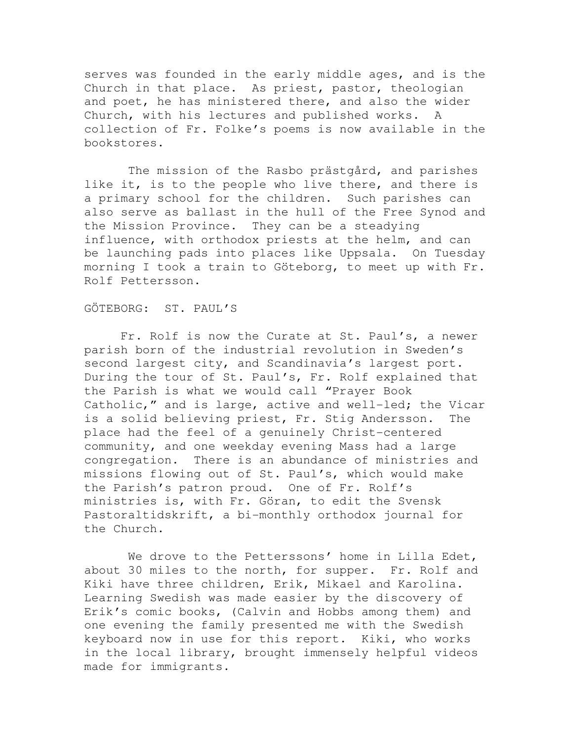serves was founded in the early middle ages, and is the Church in that place. As priest, pastor, theologian and poet, he has ministered there, and also the wider Church, with his lectures and published works. A collection of Fr. Folke's poems is now available in the bookstores.

The mission of the Rasbo prästgård, and parishes like it, is to the people who live there, and there is a primary school for the children. Such parishes can also serve as ballast in the hull of the Free Synod and the Mission Province. They can be a steadying influence, with orthodox priests at the helm, and can be launching pads into places like Uppsala. On Tuesday morning I took a train to Göteborg, to meet up with Fr. Rolf Pettersson.

## GÖTEBORG: ST. PAUL'S

Fr. Rolf is now the Curate at St. Paul's, a newer parish born of the industrial revolution in Sweden's second largest city, and Scandinavia's largest port. During the tour of St. Paul's, Fr. Rolf explained that the Parish is what we would call "Prayer Book Catholic," and is large, active and well-led; the Vicar is a solid believing priest, Fr. Stig Andersson. The place had the feel of a genuinely Christ-centered community, and one weekday evening Mass had a large congregation. There is an abundance of ministries and missions flowing out of St. Paul's, which would make the Parish's patron proud. One of Fr. Rolf's ministries is, with Fr. Göran, to edit the Svensk Pastoraltidskrift, a bi-monthly orthodox journal for the Church.

We drove to the Petterssons' home in Lilla Edet, about 30 miles to the north, for supper. Fr. Rolf and Kiki have three children, Erik, Mikael and Karolina. Learning Swedish was made easier by the discovery of Erik's comic books, (Calvin and Hobbs among them) and one evening the family presented me with the Swedish keyboard now in use for this report. Kiki, who works in the local library, brought immensely helpful videos made for immigrants.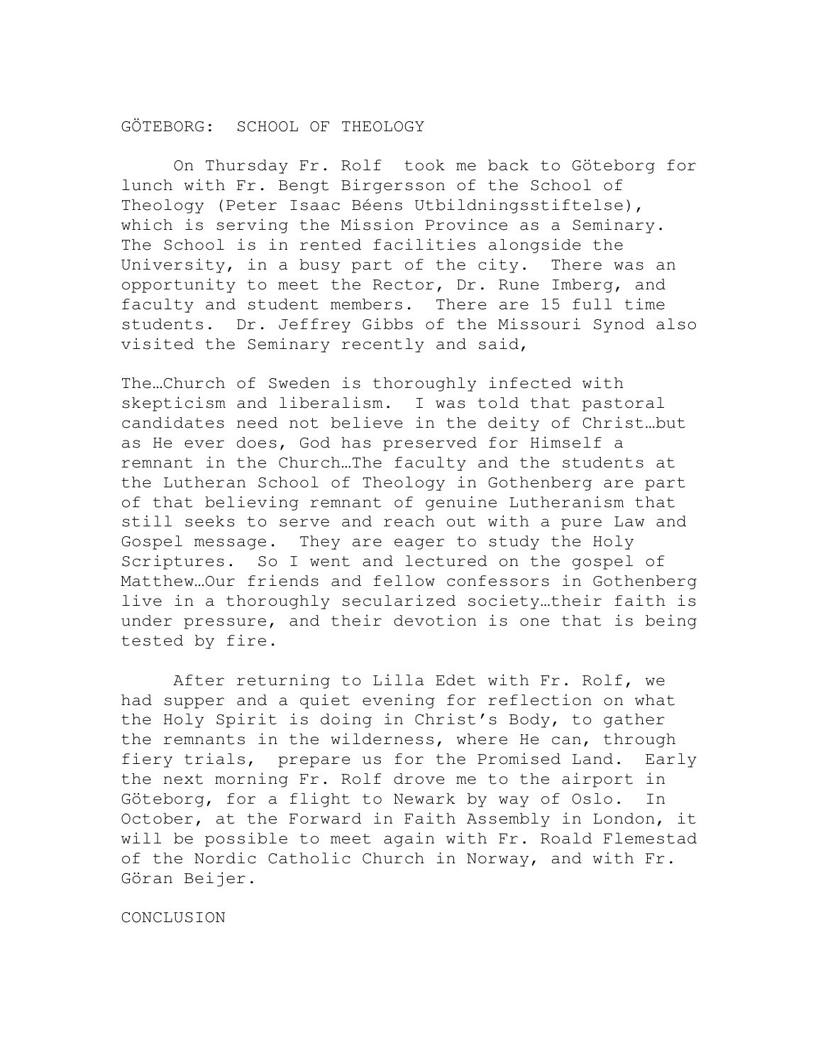## GÖTEBORG: SCHOOL OF THEOLOGY

On Thursday Fr. Rolf took me back to Göteborg for lunch with Fr. Bengt Birgersson of the School of Theology (Peter Isaac Béens Utbildningsstiftelse), which is serving the Mission Province as a Seminary. The School is in rented facilities alongside the University, in a busy part of the city. There was an opportunity to meet the Rector, Dr. Rune Imberg, and faculty and student members. There are 15 full time students. Dr. Jeffrey Gibbs of the Missouri Synod also visited the Seminary recently and said,

The…Church of Sweden is thoroughly infected with skepticism and liberalism. I was told that pastoral candidates need not believe in the deity of Christ…but as He ever does, God has preserved for Himself a remnant in the Church…The faculty and the students at the Lutheran School of Theology in Gothenberg are part of that believing remnant of genuine Lutheranism that still seeks to serve and reach out with a pure Law and Gospel message. They are eager to study the Holy Scriptures. So I went and lectured on the gospel of Matthew…Our friends and fellow confessors in Gothenberg live in a thoroughly secularized society…their faith is under pressure, and their devotion is one that is being tested by fire.

After returning to Lilla Edet with Fr. Rolf, we had supper and a quiet evening for reflection on what the Holy Spirit is doing in Christ's Body, to gather the remnants in the wilderness, where He can, through fiery trials, prepare us for the Promised Land. Early the next morning Fr. Rolf drove me to the airport in Göteborg, for a flight to Newark by way of Oslo. In October, at the Forward in Faith Assembly in London, it will be possible to meet again with Fr. Roald Flemestad of the Nordic Catholic Church in Norway, and with Fr. Göran Beijer.

## CONCLUSION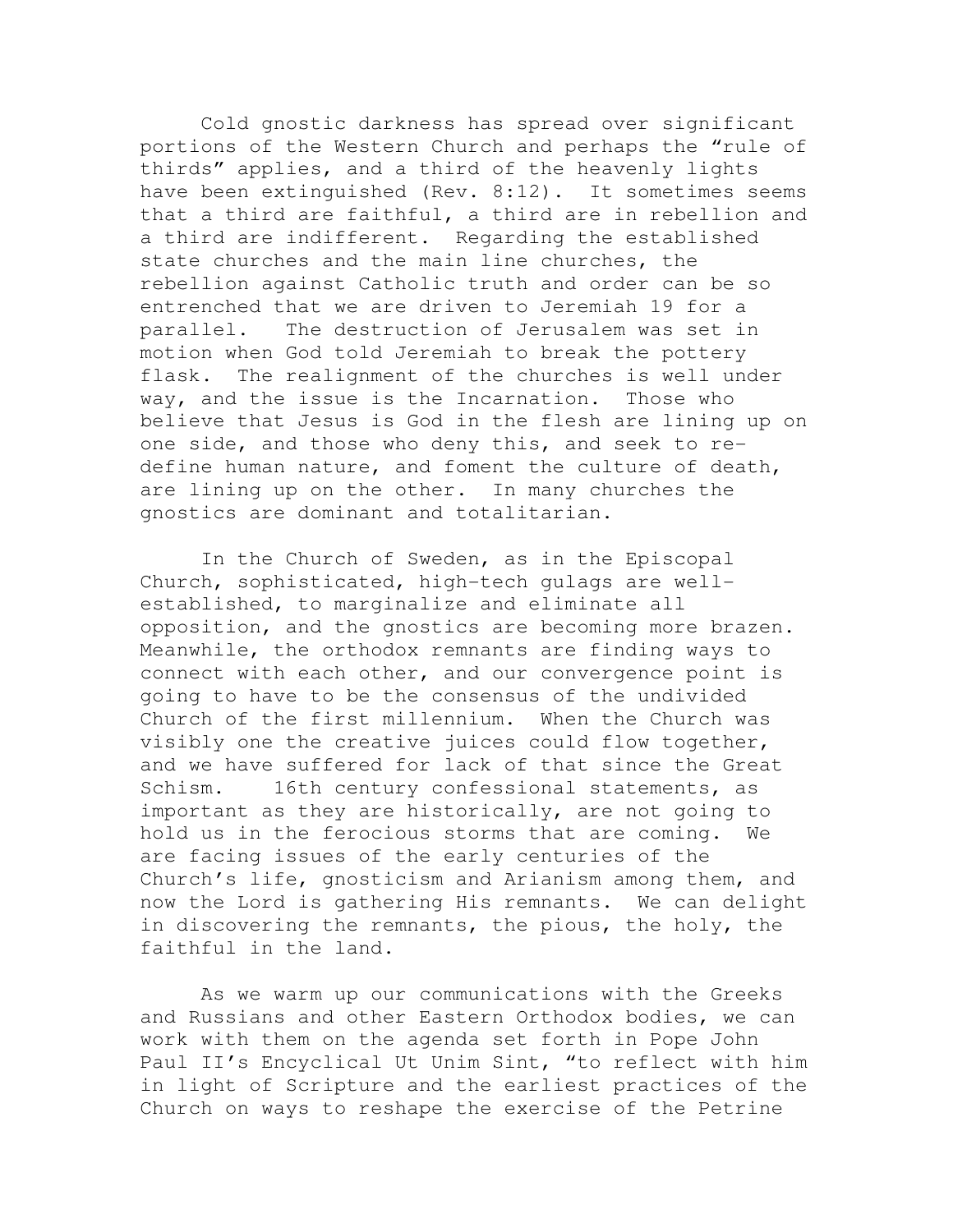Cold gnostic darkness has spread over significant portions of the Western Church and perhaps the "rule of thirds" applies, and a third of the heavenly lights have been extinguished (Rev. 8:12). It sometimes seems that a third are faithful, a third are in rebellion and a third are indifferent. Regarding the established state churches and the main line churches, the rebellion against Catholic truth and order can be so entrenched that we are driven to Jeremiah 19 for a parallel. The destruction of Jerusalem was set in motion when God told Jeremiah to break the pottery flask. The realignment of the churches is well under way, and the issue is the Incarnation. Those who believe that Jesus is God in the flesh are lining up on one side, and those who deny this, and seek to re-define human nature, and foment the culture of death, are lining up on the other. In many churches the gnostics are dominant and totalitarian.

In the Church of Sweden, as in the Episcopal Church, sophisticated, high-tech gulags are well-established, to marginalize and eliminate all opposition, and the gnostics are becoming more brazen. Meanwhile, the orthodox remnants are finding ways to connect with each other, and our convergence point is going to have to be the consensus of the undivided Church of the first millennium. When the Church was visibly one the creative juices could flow together, and we have suffered for lack of that since the Great Schism. 16th century confessional statements, as important as they are historically, are not going to hold us in the ferocious storms that are coming. We are facing issues of the early centuries of the Church's life, gnosticism and Arianism among them, and now the Lord is gathering His remnants. We can delight in discovering the remnants, the pious, the holy, the faithful in the land.

As we warm up our communications with the Greeks and Russians and other Eastern Orthodox bodies, we can work with them on the agenda set forth in Pope John Paul II's Encyclical Ut Unim Sint, "to reflect with him in light of Scripture and the earliest practices of the Church on ways to reshape the exercise of the Petrine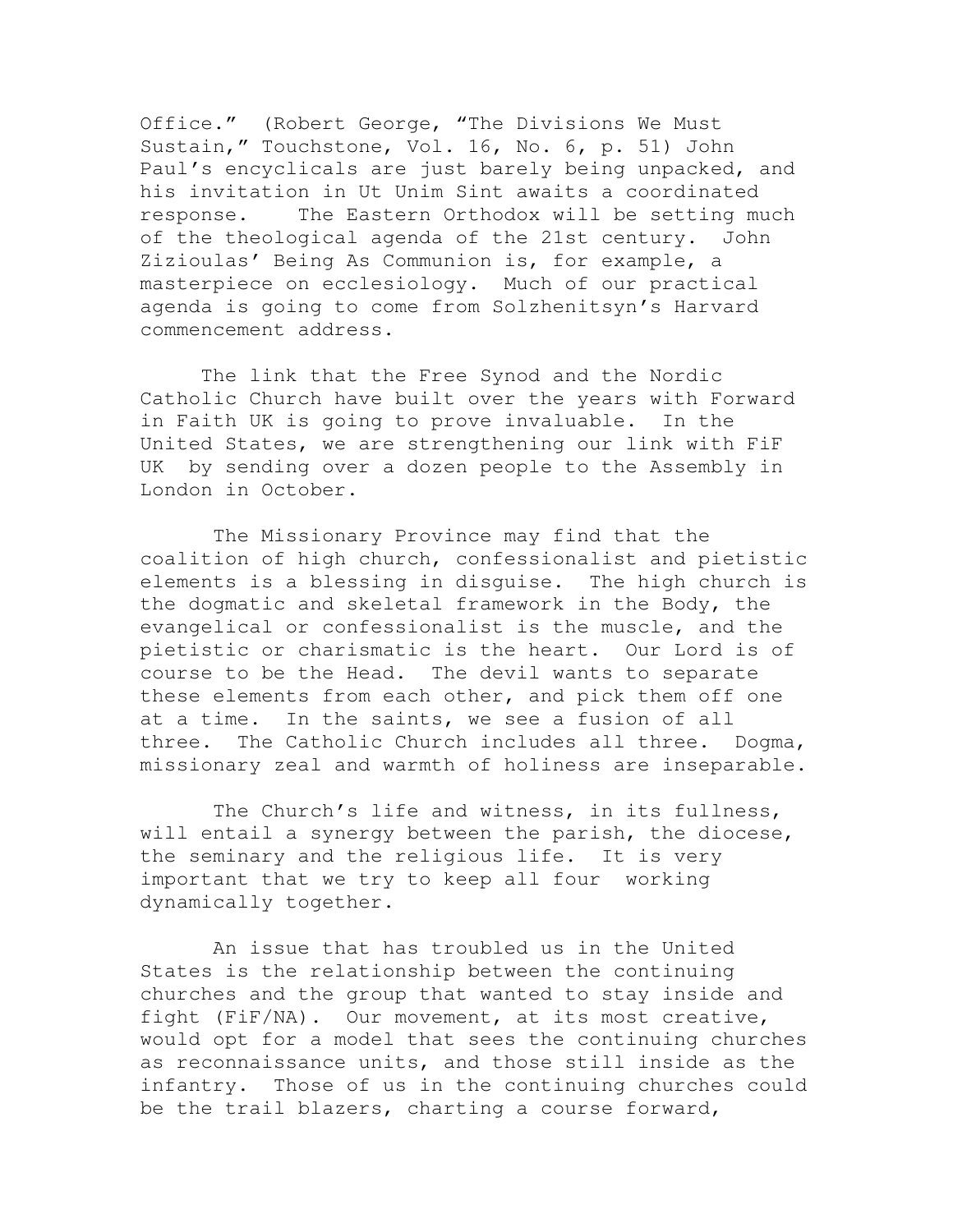Office." (Robert George, "The Divisions We Must Sustain," Touchstone, Vol. 16, No. 6, p. 51) John Paul's encyclicals are just barely being unpacked, and his invitation in Ut Unim Sint awaits a coordinated response. The Eastern Orthodox will be setting much of the theological agenda of the 21st century. John Zizioulas' Being As Communion is, for example, a masterpiece on ecclesiology. Much of our practical agenda is going to come from Solzhenitsyn's Harvard commencement address.

The link that the Free Synod and the Nordic Catholic Church have built over the years with Forward in Faith UK is going to prove invaluable. In the United States, we are strengthening our link with FiF UK by sending over a dozen people to the Assembly in London in October.

The Missionary Province may find that the coalition of high church, confessionalist and pietistic elements is a blessing in disguise. The high church is the dogmatic and skeletal framework in the Body, the evangelical or confessionalist is the muscle, and the pietistic or charismatic is the heart. Our Lord is of course to be the Head. The devil wants to separate these elements from each other, and pick them off one at a time. In the saints, we see a fusion of all three. The Catholic Church includes all three. Dogma, missionary zeal and warmth of holiness are inseparable.

The Church's life and witness, in its fullness, will entail a synergy between the parish, the diocese, the seminary and the religious life. It is very important that we try to keep all four working dynamically together.

An issue that has troubled us in the United States is the relationship between the continuing churches and the group that wanted to stay inside and fight (FiF/NA). Our movement, at its most creative, would opt for a model that sees the continuing churches as reconnaissance units, and those still inside as the infantry. Those of us in the continuing churches could be the trail blazers, charting a course forward,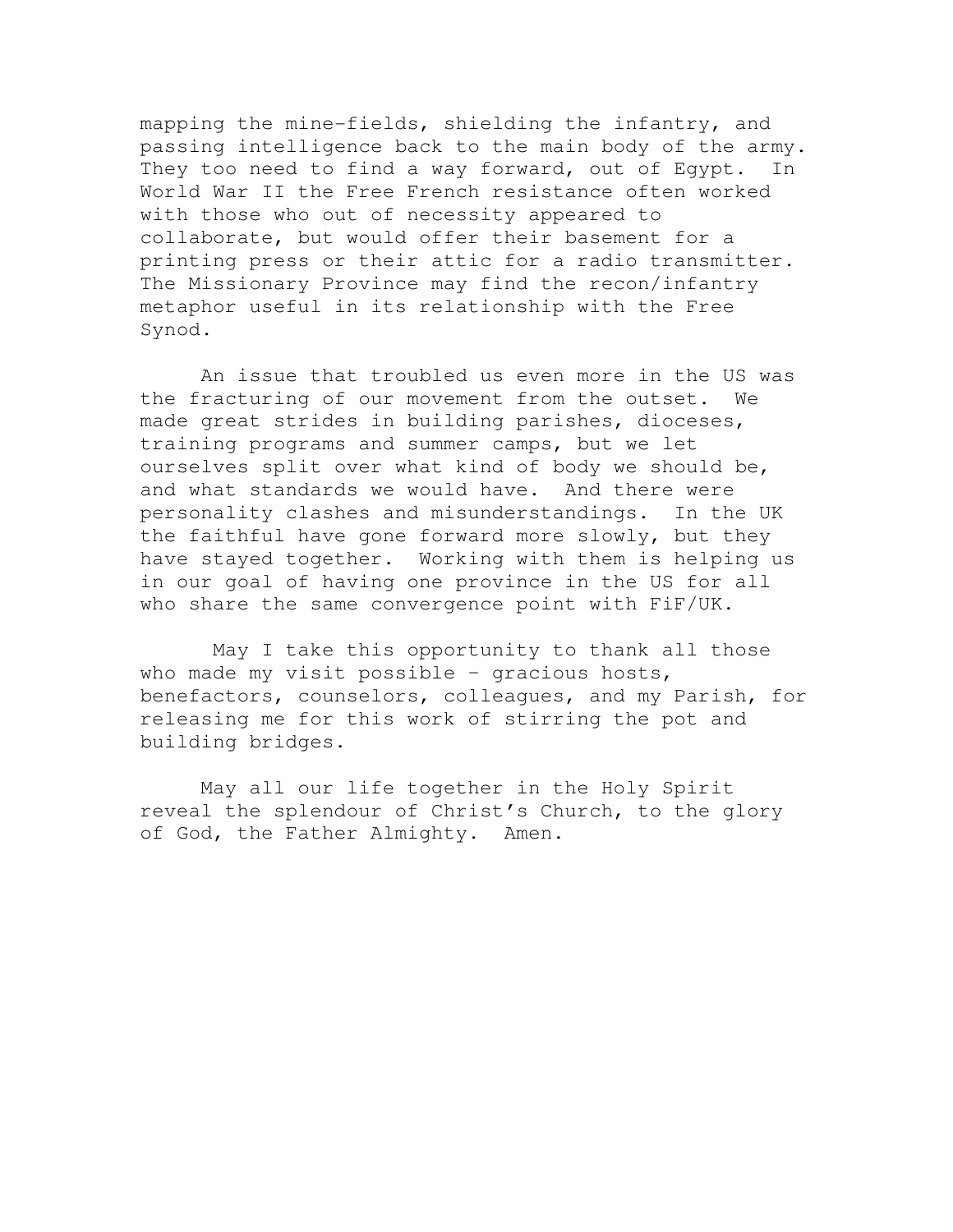mapping the mine-fields, shielding the infantry, and passing intelligence back to the main body of the army. They too need to find a way forward, out of Egypt. In World War II the Free French resistance often worked with those who out of necessity appeared to collaborate, but would offer their basement for a printing press or their attic for a radio transmitter. The Missionary Province may find the recon/infantry metaphor useful in its relationship with the Free Synod.

An issue that troubled us even more in the US was the fracturing of our movement from the outset. We made great strides in building parishes, dioceses, training programs and summer camps, but we let ourselves split over what kind of body we should be, and what standards we would have. And there were personality clashes and misunderstandings. In the UK the faithful have gone forward more slowly, but they have stayed together. Working with them is helping us in our goal of having one province in the US for all who share the same convergence point with FiF/UK.

May I take this opportunity to thank all those who made my visit possible – gracious hosts, benefactors, counselors, colleagues, and my Parish, for releasing me for this work of stirring the pot and building bridges.

May all our life together in the Holy Spirit reveal the splendour of Christ's Church, to the glory of God, the Father Almighty. Amen.